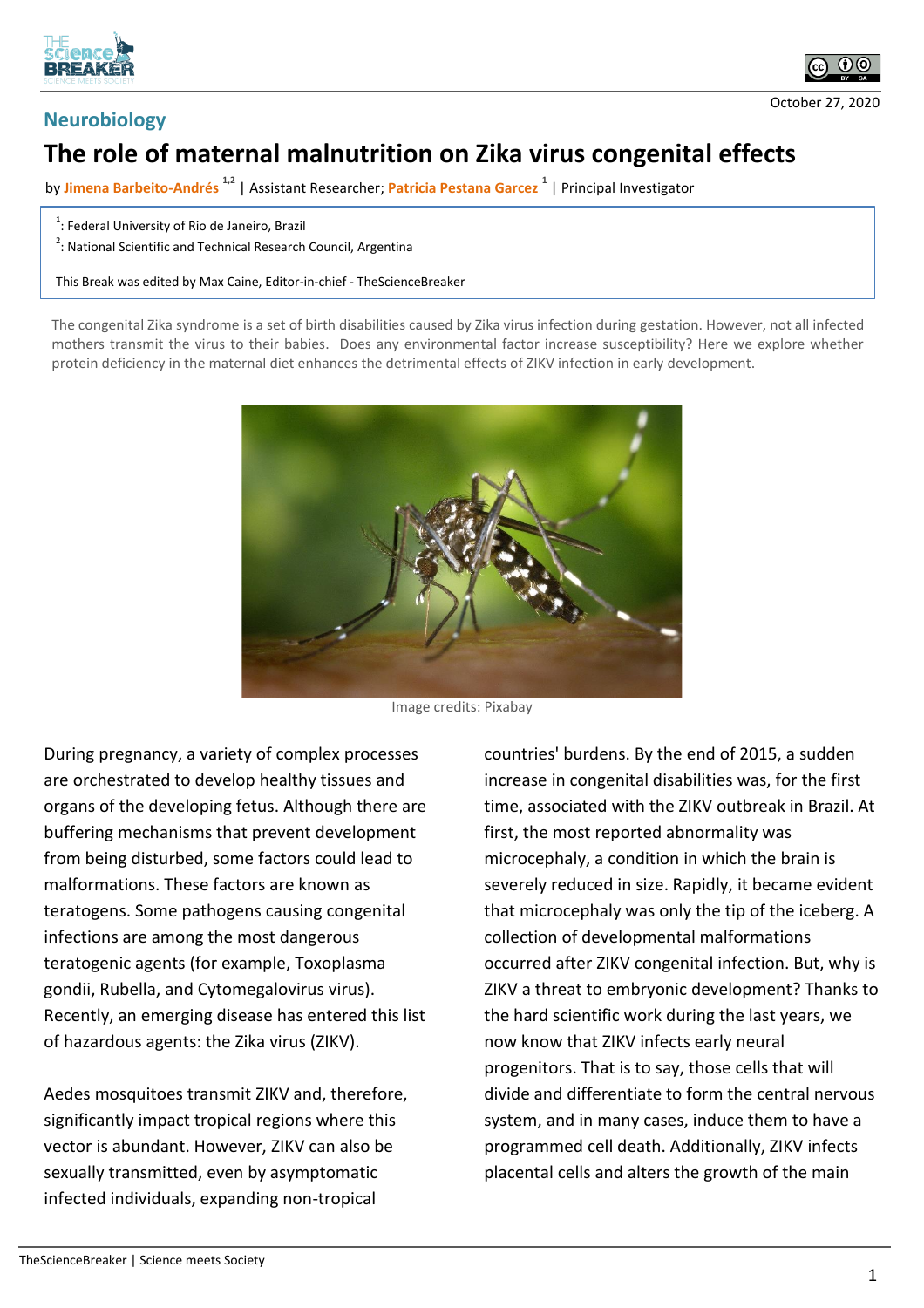October 27, 2020

Neurobiology

# The role of maternal malnutrition on Zika virus congenital effects

by Jimena Barbeito-Andrés [1,2] | Assistant Researcher; Patricia Pestana Garcez [1] | Principal Investigator

[1]: Federal University of Rio de Janeiro, Brazil
[2]: National Scientific and Technical Research Council, Argentina

This Break was edited by Max Caine, Editor-in-chief - TheScienceBreaker

The congenital Zika syndrome is a set of birth disabilities caused by Zika virus infection during gestation. However, not all infected mothers transmit the virus to their babies. Does any environmental factor increase susceptibility? Here we explore whether protein deficiency in the maternal diet enhances the detrimental effects of ZIKV infection in early development.

Image credits: Pixabay

During pregnancy, a variety of complex processes are orchestrated to develop healthy tissues and organs of the developing fetus. Although there are buffering mechanisms that prevent development from being disturbed, some factors could lead to malformations. These factors are known as teratogens. Some pathogens causing congenital infections are among the most dangerous teratogenic agents (for example, Toxoplasma gondii, Rubella, and Cytomegalovirus virus). Recently, an emerging disease has entered this list of hazardous agents: the Zika virus (ZIKV).

Aedes mosquitoes transmit ZIKV and, therefore, significantly impact tropical regions where this vector is abundant. However, ZIKV can also be sexually transmitted, even by asymptomatic infected individuals, expanding non-tropical countries' burdens. By the end of 2015, a sudden increase in congenital disabilities was, for the first time, associated with the ZIKV outbreak in Brazil. At first, the most reported abnormality was microcephaly, a condition in which the brain is severely reduced in size. Rapidly, it became evident that microcephaly was only the tip of the iceberg. A collection of developmental malformations occurred after ZIKV congenital infection. But, why is ZIKV a threat to embryonic development? Thanks to the hard scientific work during the last years, we now know that ZIKV infects early neural progenitors. That is to say, those cells that will divide and differentiate to form the central nervous system, and in many cases, induce them to have a programmed cell death. Additionally, ZIKV infects placental cells and alters the growth of the main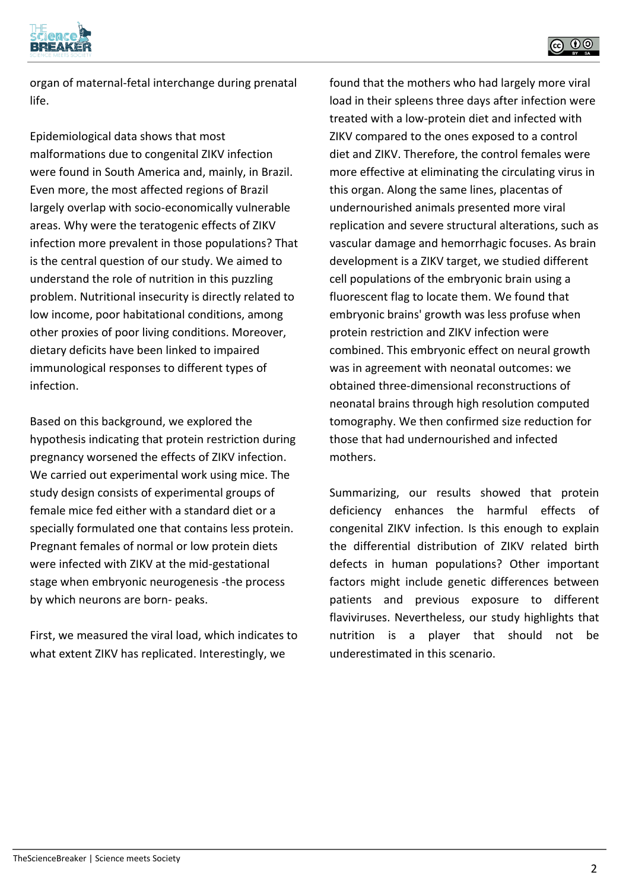organ of maternal-fetal interchange during prenatal life.

Epidemiological data shows that most malformations due to congenital ZIKV infection were found in South America and, mainly, in Brazil. Even more, the most affected regions of Brazil largely overlap with socio-economically vulnerable areas. Why were the teratogenic effects of ZIKV infection more prevalent in those populations? That is the central question of our study. We aimed to understand the role of nutrition in this puzzling problem. Nutritional insecurity is directly related to low income, poor habitational conditions, among other proxies of poor living conditions. Moreover, dietary deficits have been linked to impaired immunological responses to different types of infection.

Based on this background, we explored the hypothesis indicating that protein restriction during pregnancy worsened the effects of ZIKV infection. We carried out experimental work using mice. The study design consists of experimental groups of female mice fed either with a standard diet or a specially formulated one that contains less protein. Pregnant females of normal or low protein diets were infected with ZIKV at the mid-gestational stage when embryonic neurogenesis -the process by which neurons are born- peaks.

First, we measured the viral load, which indicates to what extent ZIKV has replicated. Interestingly, we found that the mothers who had largely more viral load in their spleens three days after infection were treated with a low-protein diet and infected with ZIKV compared to the ones exposed to a control diet and ZIKV. Therefore, the control females were more effective at eliminating the circulating virus in this organ. Along the same lines, placentas of undernourished animals presented more viral replication and severe structural alterations, such as vascular damage and hemorrhagic focuses. As brain development is a ZIKV target, we studied different cell populations of the embryonic brain using a fluorescent flag to locate them. We found that embryonic brains' growth was less profuse when protein restriction and ZIKV infection were combined. This embryonic effect on neural growth was in agreement with neonatal outcomes: we obtained three-dimensional reconstructions of neonatal brains through high resolution computed tomography. We then confirmed size reduction for those that had undernourished and infected mothers.

Summarizing, our results showed that protein deficiency enhances the harmful effects of congenital ZIKV infection. Is this enough to explain the differential distribution of ZIKV related birth defects in human populations? Other important factors might include genetic differences between patients and previous exposure to different flaviviruses. Nevertheless, our study highlights that nutrition is a player that should not be underestimated in this scenario.